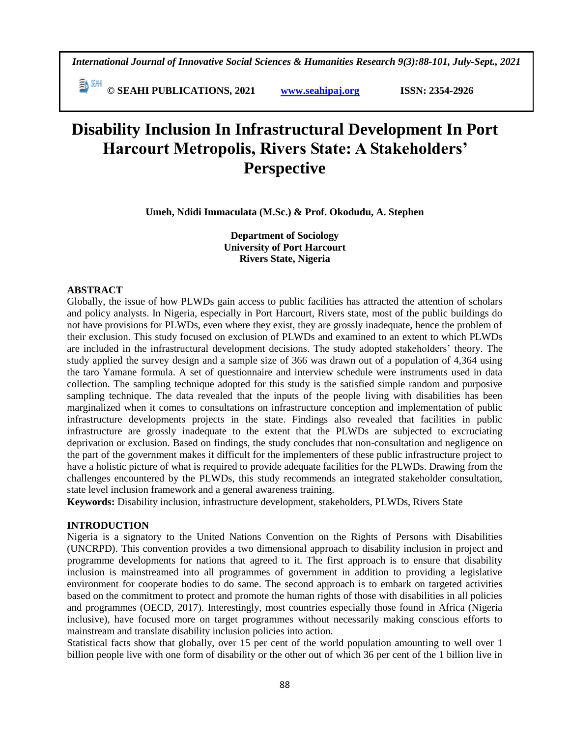# Disability Inclusion In Infrastructural Development In Port Harcourt Metropolis, Rivers State: A Stakeholders' Perspective

**Umeh, Ndidi Immaculata (M.Sc.) & Prof. Okodudu, A. Stephen**

**Department of Sociology**
**University of Port Harcourt**
**Rivers State, Nigeria**

## ABSTRACT

Globally, the issue of how PLWDs gain access to public facilities has attracted the attention of scholars and policy analysts. In Nigeria, especially in Port Harcourt, Rivers state, most of the public buildings do not have provisions for PLWDs, even where they exist, they are grossly inadequate, hence the problem of their exclusion. This study focused on exclusion of PLWDs and examined to an extent to which PLWDs are included in the infrastructural development decisions. The study adopted stakeholders' theory. The study applied the survey design and a sample size of 366 was drawn out of a population of 4,364 using the taro Yamane formula. A set of questionnaire and interview schedule were instruments used in data collection. The sampling technique adopted for this study is the satisfied simple random and purposive sampling technique. The data revealed that the inputs of the people living with disabilities has been marginalized when it comes to consultations on infrastructure conception and implementation of public infrastructure developments projects in the state. Findings also revealed that facilities in public infrastructure are grossly inadequate to the extent that the PLWDs are subjected to excruciating deprivation or exclusion. Based on findings, the study concludes that non-consultation and negligence on the part of the government makes it difficult for the implementers of these public infrastructure project to have a holistic picture of what is required to provide adequate facilities for the PLWDs. Drawing from the challenges encountered by the PLWDs, this study recommends an integrated stakeholder consultation, state level inclusion framework and a general awareness training.

**Keywords:** Disability inclusion, infrastructure development, stakeholders, PLWDs, Rivers State

## INTRODUCTION

Nigeria is a signatory to the United Nations Convention on the Rights of Persons with Disabilities (UNCRPD). This convention provides a two dimensional approach to disability inclusion in project and programme developments for nations that agreed to it. The first approach is to ensure that disability inclusion is mainstreamed into all programmes of government in addition to providing a legislative environment for cooperate bodies to do same. The second approach is to embark on targeted activities based on the commitment to protect and promote the human rights of those with disabilities in all policies and programmes (OECD, 2017). Interestingly, most countries especially those found in Africa (Nigeria inclusive), have focused more on target programmes without necessarily making conscious efforts to mainstream and translate disability inclusion policies into action.

Statistical facts show that globally, over 15 per cent of the world population amounting to well over 1 billion people live with one form of disability or the other out of which 36 per cent of the 1 billion live in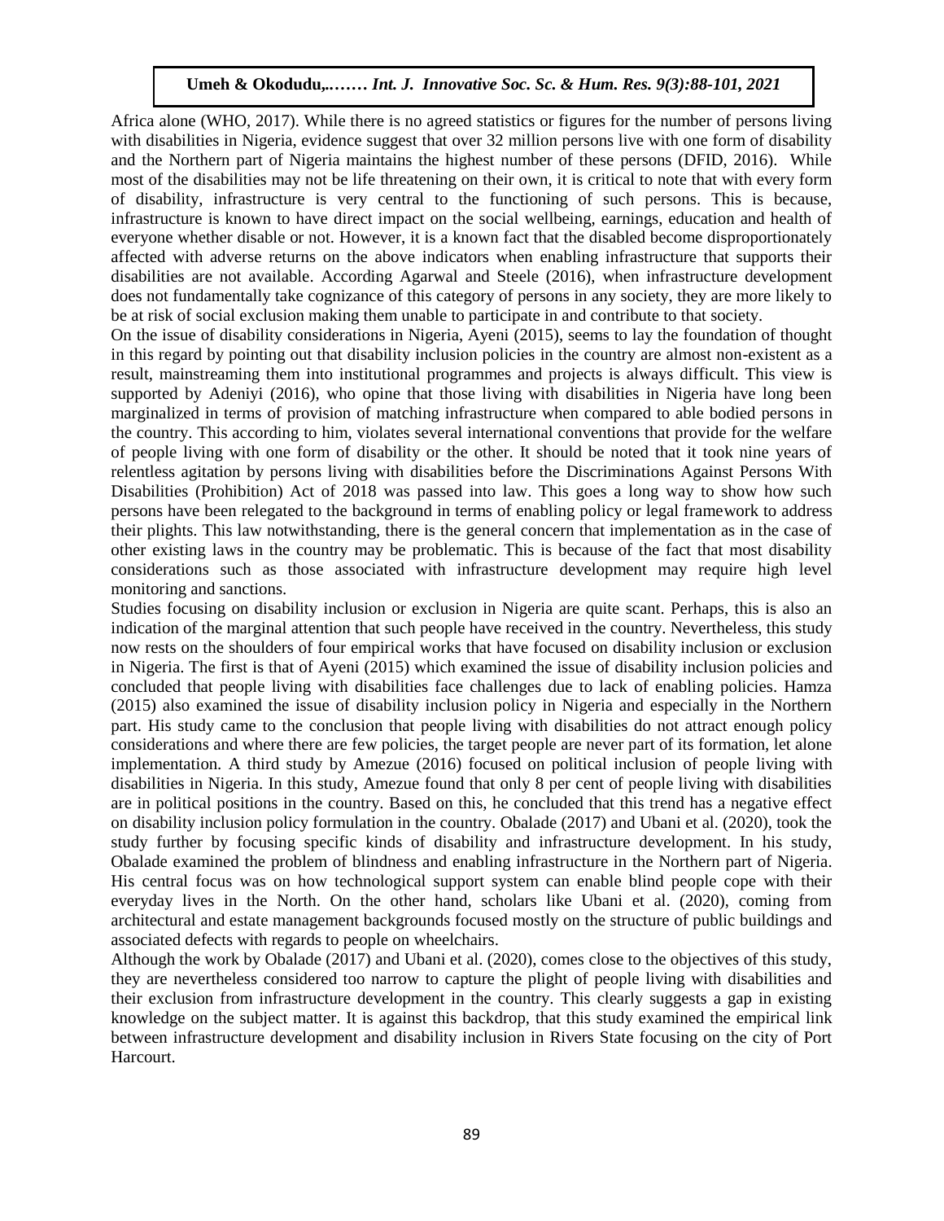Africa alone (WHO, 2017). While there is no agreed statistics or figures for the number of persons living with disabilities in Nigeria, evidence suggest that over 32 million persons live with one form of disability and the Northern part of Nigeria maintains the highest number of these persons (DFID, 2016). While most of the disabilities may not be life threatening on their own, it is critical to note that with every form of disability, infrastructure is very central to the functioning of such persons. This is because, infrastructure is known to have direct impact on the social wellbeing, earnings, education and health of everyone whether disable or not. However, it is a known fact that the disabled become disproportionately affected with adverse returns on the above indicators when enabling infrastructure that supports their disabilities are not available. According Agarwal and Steele (2016), when infrastructure development does not fundamentally take cognizance of this category of persons in any society, they are more likely to be at risk of social exclusion making them unable to participate in and contribute to that society.

On the issue of disability considerations in Nigeria, Ayeni (2015), seems to lay the foundation of thought in this regard by pointing out that disability inclusion policies in the country are almost non-existent as a result, mainstreaming them into institutional programmes and projects is always difficult. This view is supported by Adeniyi (2016), who opine that those living with disabilities in Nigeria have long been marginalized in terms of provision of matching infrastructure when compared to able bodied persons in the country. This according to him, violates several international conventions that provide for the welfare of people living with one form of disability or the other. It should be noted that it took nine years of relentless agitation by persons living with disabilities before the Discriminations Against Persons With Disabilities (Prohibition) Act of 2018 was passed into law. This goes a long way to show how such persons have been relegated to the background in terms of enabling policy or legal framework to address their plights. This law notwithstanding, there is the general concern that implementation as in the case of other existing laws in the country may be problematic. This is because of the fact that most disability considerations such as those associated with infrastructure development may require high level monitoring and sanctions.

Studies focusing on disability inclusion or exclusion in Nigeria are quite scant. Perhaps, this is also an indication of the marginal attention that such people have received in the country. Nevertheless, this study now rests on the shoulders of four empirical works that have focused on disability inclusion or exclusion in Nigeria. The first is that of Ayeni (2015) which examined the issue of disability inclusion policies and concluded that people living with disabilities face challenges due to lack of enabling policies. Hamza (2015) also examined the issue of disability inclusion policy in Nigeria and especially in the Northern part. His study came to the conclusion that people living with disabilities do not attract enough policy considerations and where there are few policies, the target people are never part of its formation, let alone implementation. A third study by Amezue (2016) focused on political inclusion of people living with disabilities in Nigeria. In this study, Amezue found that only 8 per cent of people living with disabilities are in political positions in the country. Based on this, he concluded that this trend has a negative effect on disability inclusion policy formulation in the country. Obalade (2017) and Ubani et al. (2020), took the study further by focusing specific kinds of disability and infrastructure development. In his study, Obalade examined the problem of blindness and enabling infrastructure in the Northern part of Nigeria. His central focus was on how technological support system can enable blind people cope with their everyday lives in the North. On the other hand, scholars like Ubani et al. (2020), coming from architectural and estate management backgrounds focused mostly on the structure of public buildings and associated defects with regards to people on wheelchairs.

Although the work by Obalade (2017) and Ubani et al. (2020), comes close to the objectives of this study, they are nevertheless considered too narrow to capture the plight of people living with disabilities and their exclusion from infrastructure development in the country. This clearly suggests a gap in existing knowledge on the subject matter. It is against this backdrop, that this study examined the empirical link between infrastructure development and disability inclusion in Rivers State focusing on the city of Port Harcourt.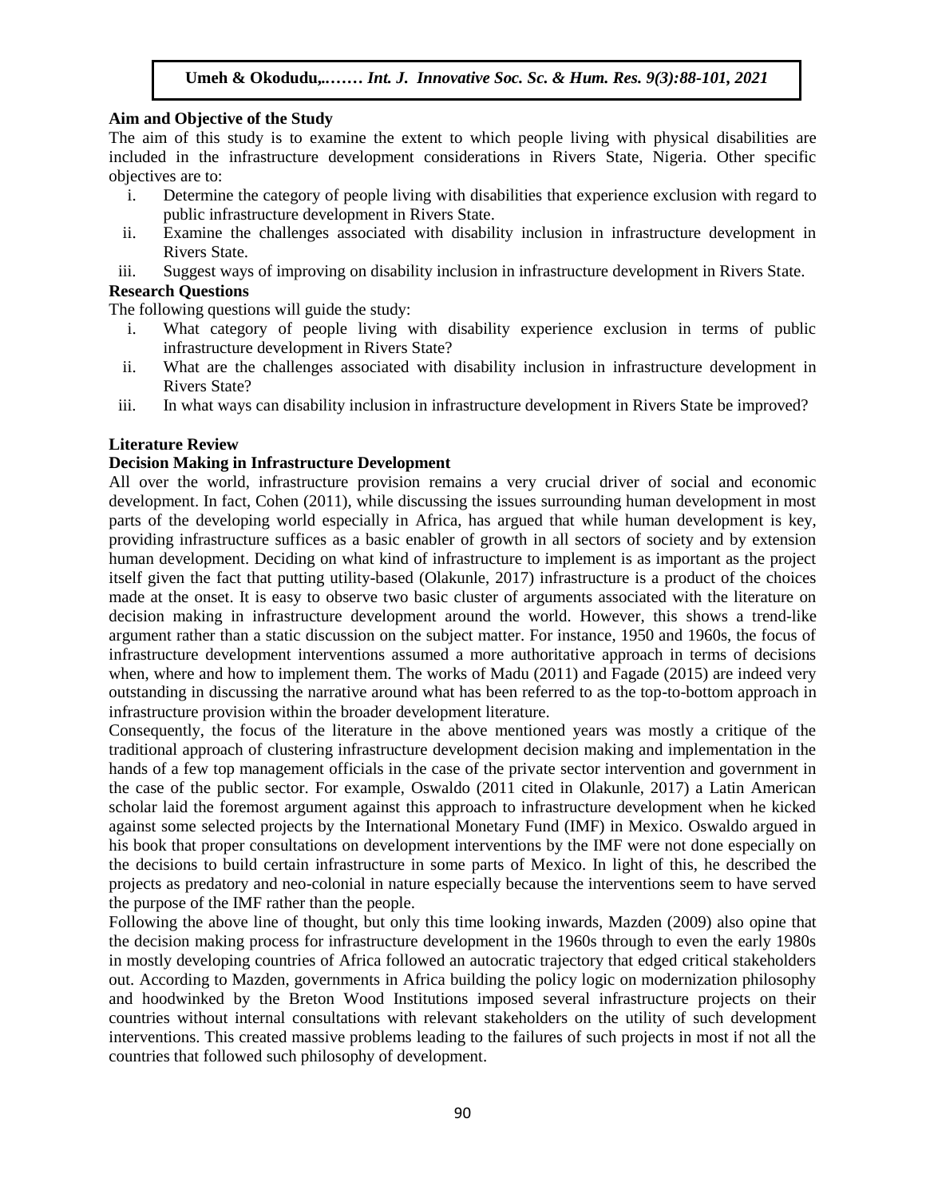**Aim and Objective of the Study**

The aim of this study is to examine the extent to which people living with physical disabilities are included in the infrastructure development considerations in Rivers State, Nigeria. Other specific objectives are to:

i. Determine the category of people living with disabilities that experience exclusion with regard to public infrastructure development in Rivers State.
ii. Examine the challenges associated with disability inclusion in infrastructure development in Rivers State.
iii. Suggest ways of improving on disability inclusion in infrastructure development in Rivers State.

**Research Questions**

The following questions will guide the study:

i. What category of people living with disability experience exclusion in terms of public infrastructure development in Rivers State?
ii. What are the challenges associated with disability inclusion in infrastructure development in Rivers State?
iii. In what ways can disability inclusion in infrastructure development in Rivers State be improved?

**Literature Review**

**Decision Making in Infrastructure Development**

All over the world, infrastructure provision remains a very crucial driver of social and economic development. In fact, Cohen (2011), while discussing the issues surrounding human development in most parts of the developing world especially in Africa, has argued that while human development is key, providing infrastructure suffices as a basic enabler of growth in all sectors of society and by extension human development. Deciding on what kind of infrastructure to implement is as important as the project itself given the fact that putting utility-based (Olakunle, 2017) infrastructure is a product of the choices made at the onset. It is easy to observe two basic cluster of arguments associated with the literature on decision making in infrastructure development around the world. However, this shows a trend-like argument rather than a static discussion on the subject matter. For instance, 1950 and 1960s, the focus of infrastructure development interventions assumed a more authoritative approach in terms of decisions when, where and how to implement them. The works of Madu (2011) and Fagade (2015) are indeed very outstanding in discussing the narrative around what has been referred to as the top-to-bottom approach in infrastructure provision within the broader development literature.

Consequently, the focus of the literature in the above mentioned years was mostly a critique of the traditional approach of clustering infrastructure development decision making and implementation in the hands of a few top management officials in the case of the private sector intervention and government in the case of the public sector. For example, Oswaldo (2011 cited in Olakunle, 2017) a Latin American scholar laid the foremost argument against this approach to infrastructure development when he kicked against some selected projects by the International Monetary Fund (IMF) in Mexico. Oswaldo argued in his book that proper consultations on development interventions by the IMF were not done especially on the decisions to build certain infrastructure in some parts of Mexico. In light of this, he described the projects as predatory and neo-colonial in nature especially because the interventions seem to have served the purpose of the IMF rather than the people.

Following the above line of thought, but only this time looking inwards, Mazden (2009) also opine that the decision making process for infrastructure development in the 1960s through to even the early 1980s in mostly developing countries of Africa followed an autocratic trajectory that edged critical stakeholders out. According to Mazden, governments in Africa building the policy logic on modernization philosophy and hoodwinked by the Breton Wood Institutions imposed several infrastructure projects on their countries without internal consultations with relevant stakeholders on the utility of such development interventions. This created massive problems leading to the failures of such projects in most if not all the countries that followed such philosophy of development.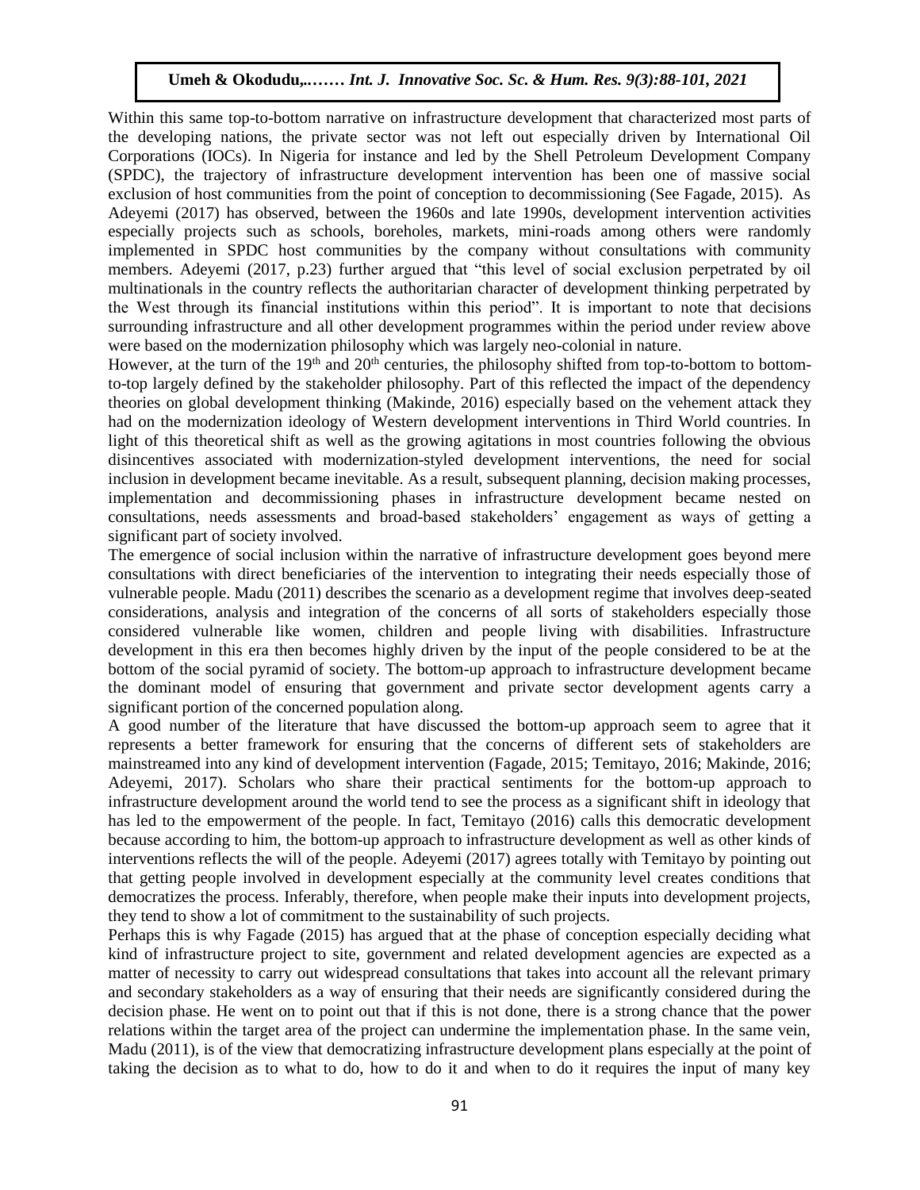Within this same top-to-bottom narrative on infrastructure development that characterized most parts of the developing nations, the private sector was not left out especially driven by International Oil Corporations (IOCs). In Nigeria for instance and led by the Shell Petroleum Development Company (SPDC), the trajectory of infrastructure development intervention has been one of massive social exclusion of host communities from the point of conception to decommissioning (See Fagade, 2015). As Adeyemi (2017) has observed, between the 1960s and late 1990s, development intervention activities especially projects such as schools, boreholes, markets, mini-roads among others were randomly implemented in SPDC host communities by the company without consultations with community members. Adeyemi (2017, p.23) further argued that "this level of social exclusion perpetrated by oil multinationals in the country reflects the authoritarian character of development thinking perpetrated by the West through its financial institutions within this period". It is important to note that decisions surrounding infrastructure and all other development programmes within the period under review above were based on the modernization philosophy which was largely neo-colonial in nature.

However, at the turn of the 19th and 20th centuries, the philosophy shifted from top-to-bottom to bottom-to-top largely defined by the stakeholder philosophy. Part of this reflected the impact of the dependency theories on global development thinking (Makinde, 2016) especially based on the vehement attack they had on the modernization ideology of Western development interventions in Third World countries. In light of this theoretical shift as well as the growing agitations in most countries following the obvious disincentives associated with modernization-styled development interventions, the need for social inclusion in development became inevitable. As a result, subsequent planning, decision making processes, implementation and decommissioning phases in infrastructure development became nested on consultations, needs assessments and broad-based stakeholders' engagement as ways of getting a significant part of society involved.

The emergence of social inclusion within the narrative of infrastructure development goes beyond mere consultations with direct beneficiaries of the intervention to integrating their needs especially those of vulnerable people. Madu (2011) describes the scenario as a development regime that involves deep-seated considerations, analysis and integration of the concerns of all sorts of stakeholders especially those considered vulnerable like women, children and people living with disabilities. Infrastructure development in this era then becomes highly driven by the input of the people considered to be at the bottom of the social pyramid of society. The bottom-up approach to infrastructure development became the dominant model of ensuring that government and private sector development agents carry a significant portion of the concerned population along.

A good number of the literature that have discussed the bottom-up approach seem to agree that it represents a better framework for ensuring that the concerns of different sets of stakeholders are mainstreamed into any kind of development intervention (Fagade, 2015; Temitayo, 2016; Makinde, 2016; Adeyemi, 2017). Scholars who share their practical sentiments for the bottom-up approach to infrastructure development around the world tend to see the process as a significant shift in ideology that has led to the empowerment of the people. In fact, Temitayo (2016) calls this democratic development because according to him, the bottom-up approach to infrastructure development as well as other kinds of interventions reflects the will of the people. Adeyemi (2017) agrees totally with Temitayo by pointing out that getting people involved in development especially at the community level creates conditions that democratizes the process. Inferably, therefore, when people make their inputs into development projects, they tend to show a lot of commitment to the sustainability of such projects.

Perhaps this is why Fagade (2015) has argued that at the phase of conception especially deciding what kind of infrastructure project to site, government and related development agencies are expected as a matter of necessity to carry out widespread consultations that takes into account all the relevant primary and secondary stakeholders as a way of ensuring that their needs are significantly considered during the decision phase. He went on to point out that if this is not done, there is a strong chance that the power relations within the target area of the project can undermine the implementation phase. In the same vein, Madu (2011), is of the view that democratizing infrastructure development plans especially at the point of taking the decision as to what to do, how to do it and when to do it requires the input of many key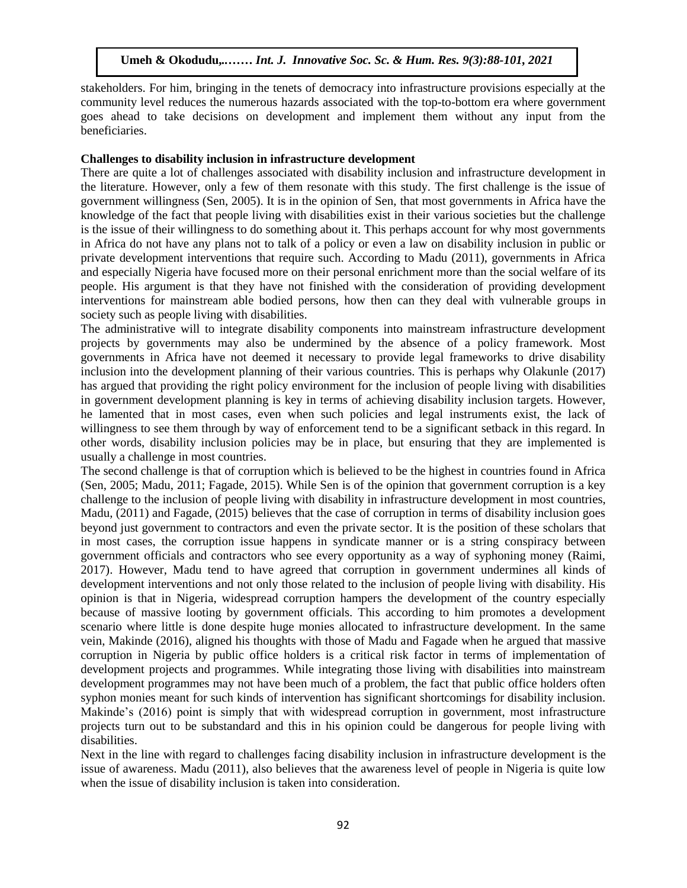stakeholders. For him, bringing in the tenets of democracy into infrastructure provisions especially at the community level reduces the numerous hazards associated with the top-to-bottom era where government goes ahead to take decisions on development and implement them without any input from the beneficiaries.

**Challenges to disability inclusion in infrastructure development**

There are quite a lot of challenges associated with disability inclusion and infrastructure development in the literature. However, only a few of them resonate with this study. The first challenge is the issue of government willingness (Sen, 2005). It is in the opinion of Sen, that most governments in Africa have the knowledge of the fact that people living with disabilities exist in their various societies but the challenge is the issue of their willingness to do something about it. This perhaps account for why most governments in Africa do not have any plans not to talk of a policy or even a law on disability inclusion in public or private development interventions that require such. According to Madu (2011), governments in Africa and especially Nigeria have focused more on their personal enrichment more than the social welfare of its people. His argument is that they have not finished with the consideration of providing development interventions for mainstream able bodied persons, how then can they deal with vulnerable groups in society such as people living with disabilities.

The administrative will to integrate disability components into mainstream infrastructure development projects by governments may also be undermined by the absence of a policy framework. Most governments in Africa have not deemed it necessary to provide legal frameworks to drive disability inclusion into the development planning of their various countries. This is perhaps why Olakunle (2017) has argued that providing the right policy environment for the inclusion of people living with disabilities in government development planning is key in terms of achieving disability inclusion targets. However, he lamented that in most cases, even when such policies and legal instruments exist, the lack of willingness to see them through by way of enforcement tend to be a significant setback in this regard. In other words, disability inclusion policies may be in place, but ensuring that they are implemented is usually a challenge in most countries.

The second challenge is that of corruption which is believed to be the highest in countries found in Africa (Sen, 2005; Madu, 2011; Fagade, 2015). While Sen is of the opinion that government corruption is a key challenge to the inclusion of people living with disability in infrastructure development in most countries, Madu, (2011) and Fagade, (2015) believes that the case of corruption in terms of disability inclusion goes beyond just government to contractors and even the private sector. It is the position of these scholars that in most cases, the corruption issue happens in syndicate manner or is a string conspiracy between government officials and contractors who see every opportunity as a way of syphoning money (Raimi, 2017). However, Madu tend to have agreed that corruption in government undermines all kinds of development interventions and not only those related to the inclusion of people living with disability. His opinion is that in Nigeria, widespread corruption hampers the development of the country especially because of massive looting by government officials. This according to him promotes a development scenario where little is done despite huge monies allocated to infrastructure development. In the same vein, Makinde (2016), aligned his thoughts with those of Madu and Fagade when he argued that massive corruption in Nigeria by public office holders is a critical risk factor in terms of implementation of development projects and programmes. While integrating those living with disabilities into mainstream development programmes may not have been much of a problem, the fact that public office holders often syphon monies meant for such kinds of intervention has significant shortcomings for disability inclusion. Makinde's (2016) point is simply that with widespread corruption in government, most infrastructure projects turn out to be substandard and this in his opinion could be dangerous for people living with disabilities.

Next in the line with regard to challenges facing disability inclusion in infrastructure development is the issue of awareness. Madu (2011), also believes that the awareness level of people in Nigeria is quite low when the issue of disability inclusion is taken into consideration.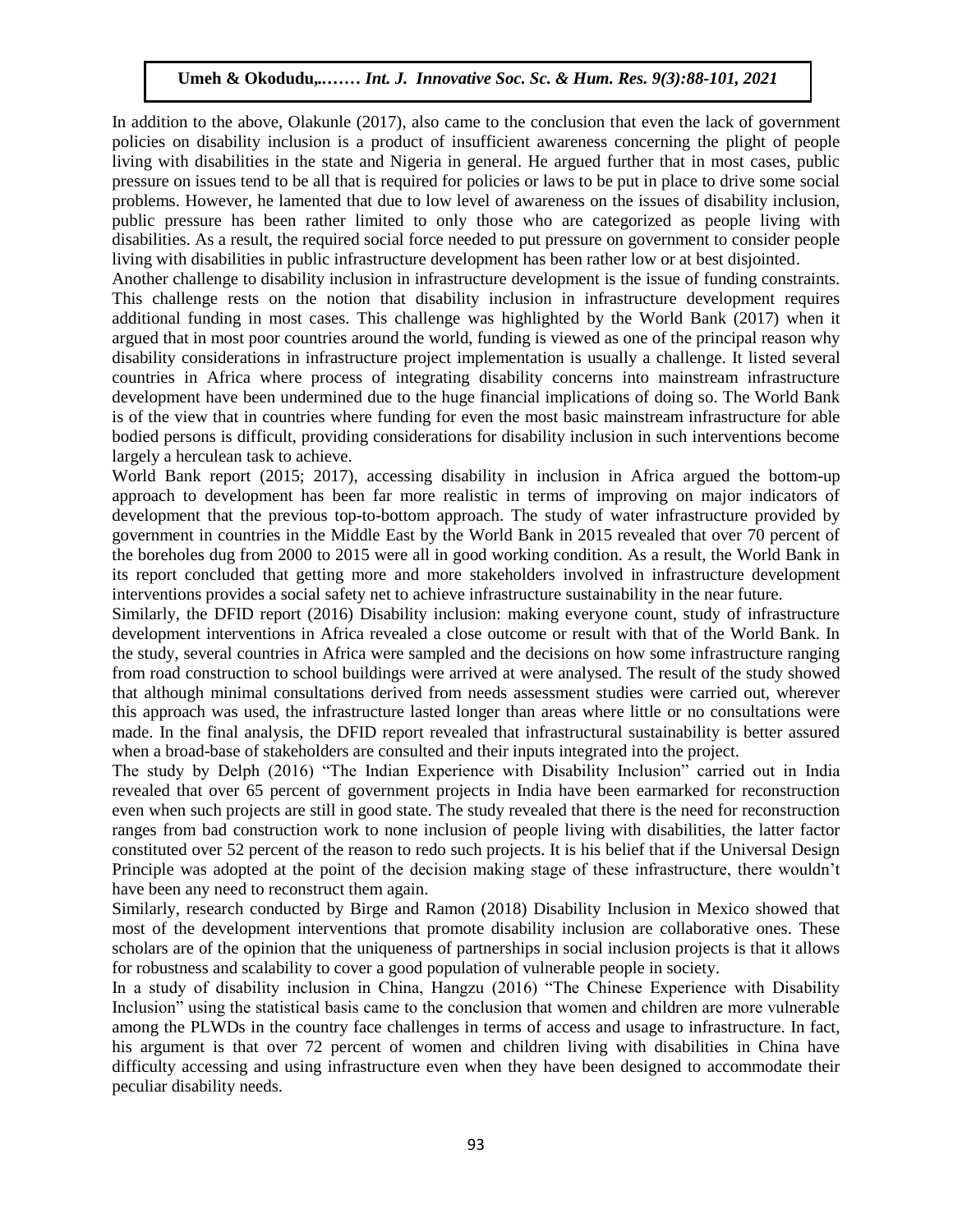In addition to the above, Olakunle (2017), also came to the conclusion that even the lack of government policies on disability inclusion is a product of insufficient awareness concerning the plight of people living with disabilities in the state and Nigeria in general. He argued further that in most cases, public pressure on issues tend to be all that is required for policies or laws to be put in place to drive some social problems. However, he lamented that due to low level of awareness on the issues of disability inclusion, public pressure has been rather limited to only those who are categorized as people living with disabilities. As a result, the required social force needed to put pressure on government to consider people living with disabilities in public infrastructure development has been rather low or at best disjointed.

Another challenge to disability inclusion in infrastructure development is the issue of funding constraints. This challenge rests on the notion that disability inclusion in infrastructure development requires additional funding in most cases. This challenge was highlighted by the World Bank (2017) when it argued that in most poor countries around the world, funding is viewed as one of the principal reason why disability considerations in infrastructure project implementation is usually a challenge. It listed several countries in Africa where process of integrating disability concerns into mainstream infrastructure development have been undermined due to the huge financial implications of doing so. The World Bank is of the view that in countries where funding for even the most basic mainstream infrastructure for able bodied persons is difficult, providing considerations for disability inclusion in such interventions become largely a herculean task to achieve.

World Bank report (2015; 2017), accessing disability in inclusion in Africa argued the bottom-up approach to development has been far more realistic in terms of improving on major indicators of development that the previous top-to-bottom approach. The study of water infrastructure provided by government in countries in the Middle East by the World Bank in 2015 revealed that over 70 percent of the boreholes dug from 2000 to 2015 were all in good working condition. As a result, the World Bank in its report concluded that getting more and more stakeholders involved in infrastructure development interventions provides a social safety net to achieve infrastructure sustainability in the near future.

Similarly, the DFID report (2016) Disability inclusion: making everyone count, study of infrastructure development interventions in Africa revealed a close outcome or result with that of the World Bank. In the study, several countries in Africa were sampled and the decisions on how some infrastructure ranging from road construction to school buildings were arrived at were analysed. The result of the study showed that although minimal consultations derived from needs assessment studies were carried out, wherever this approach was used, the infrastructure lasted longer than areas where little or no consultations were made. In the final analysis, the DFID report revealed that infrastructural sustainability is better assured when a broad-base of stakeholders are consulted and their inputs integrated into the project.

The study by Delph (2016) "The Indian Experience with Disability Inclusion" carried out in India revealed that over 65 percent of government projects in India have been earmarked for reconstruction even when such projects are still in good state. The study revealed that there is the need for reconstruction ranges from bad construction work to none inclusion of people living with disabilities, the latter factor constituted over 52 percent of the reason to redo such projects. It is his belief that if the Universal Design Principle was adopted at the point of the decision making stage of these infrastructure, there wouldn't have been any need to reconstruct them again.

Similarly, research conducted by Birge and Ramon (2018) Disability Inclusion in Mexico showed that most of the development interventions that promote disability inclusion are collaborative ones. These scholars are of the opinion that the uniqueness of partnerships in social inclusion projects is that it allows for robustness and scalability to cover a good population of vulnerable people in society.

In a study of disability inclusion in China, Hangzu (2016) "The Chinese Experience with Disability Inclusion" using the statistical basis came to the conclusion that women and children are more vulnerable among the PLWDs in the country face challenges in terms of access and usage to infrastructure. In fact, his argument is that over 72 percent of women and children living with disabilities in China have difficulty accessing and using infrastructure even when they have been designed to accommodate their peculiar disability needs.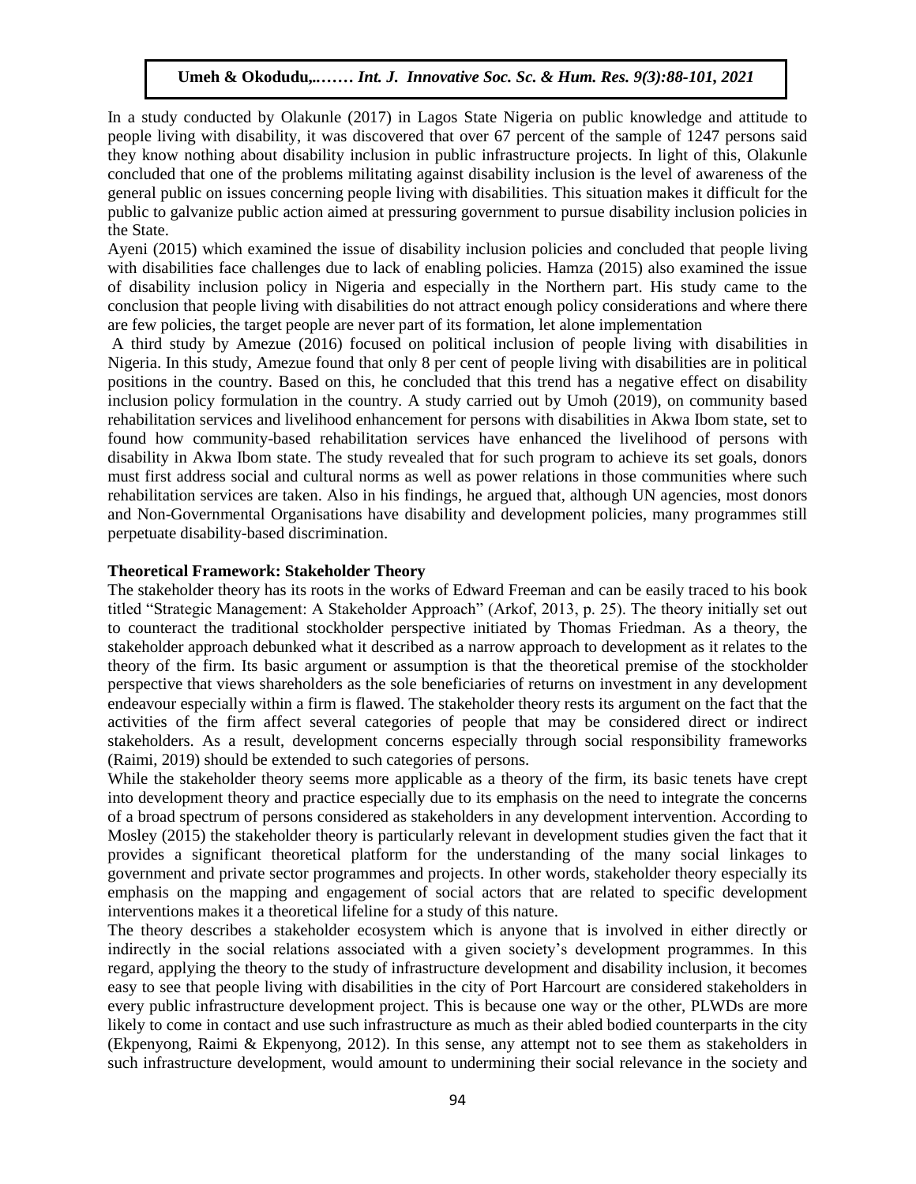In a study conducted by Olakunle (2017) in Lagos State Nigeria on public knowledge and attitude to people living with disability, it was discovered that over 67 percent of the sample of 1247 persons said they know nothing about disability inclusion in public infrastructure projects. In light of this, Olakunle concluded that one of the problems militating against disability inclusion is the level of awareness of the general public on issues concerning people living with disabilities. This situation makes it difficult for the public to galvanize public action aimed at pressuring government to pursue disability inclusion policies in the State.

Ayeni (2015) which examined the issue of disability inclusion policies and concluded that people living with disabilities face challenges due to lack of enabling policies. Hamza (2015) also examined the issue of disability inclusion policy in Nigeria and especially in the Northern part. His study came to the conclusion that people living with disabilities do not attract enough policy considerations and where there are few policies, the target people are never part of its formation, let alone implementation

A third study by Amezue (2016) focused on political inclusion of people living with disabilities in Nigeria. In this study, Amezue found that only 8 per cent of people living with disabilities are in political positions in the country. Based on this, he concluded that this trend has a negative effect on disability inclusion policy formulation in the country. A study carried out by Umoh (2019), on community based rehabilitation services and livelihood enhancement for persons with disabilities in Akwa Ibom state, set to found how community-based rehabilitation services have enhanced the livelihood of persons with disability in Akwa Ibom state. The study revealed that for such program to achieve its set goals, donors must first address social and cultural norms as well as power relations in those communities where such rehabilitation services are taken. Also in his findings, he argued that, although UN agencies, most donors and Non-Governmental Organisations have disability and development policies, many programmes still perpetuate disability-based discrimination.

**Theoretical Framework: Stakeholder Theory**

The stakeholder theory has its roots in the works of Edward Freeman and can be easily traced to his book titled "Strategic Management: A Stakeholder Approach" (Arkof, 2013, p. 25). The theory initially set out to counteract the traditional stockholder perspective initiated by Thomas Friedman. As a theory, the stakeholder approach debunked what it described as a narrow approach to development as it relates to the theory of the firm. Its basic argument or assumption is that the theoretical premise of the stockholder perspective that views shareholders as the sole beneficiaries of returns on investment in any development endeavour especially within a firm is flawed. The stakeholder theory rests its argument on the fact that the activities of the firm affect several categories of people that may be considered direct or indirect stakeholders. As a result, development concerns especially through social responsibility frameworks (Raimi, 2019) should be extended to such categories of persons.

While the stakeholder theory seems more applicable as a theory of the firm, its basic tenets have crept into development theory and practice especially due to its emphasis on the need to integrate the concerns of a broad spectrum of persons considered as stakeholders in any development intervention. According to Mosley (2015) the stakeholder theory is particularly relevant in development studies given the fact that it provides a significant theoretical platform for the understanding of the many social linkages to government and private sector programmes and projects. In other words, stakeholder theory especially its emphasis on the mapping and engagement of social actors that are related to specific development interventions makes it a theoretical lifeline for a study of this nature.

The theory describes a stakeholder ecosystem which is anyone that is involved in either directly or indirectly in the social relations associated with a given society's development programmes. In this regard, applying the theory to the study of infrastructure development and disability inclusion, it becomes easy to see that people living with disabilities in the city of Port Harcourt are considered stakeholders in every public infrastructure development project. This is because one way or the other, PLWDs are more likely to come in contact and use such infrastructure as much as their abled bodied counterparts in the city (Ekpenyong, Raimi & Ekpenyong, 2012). In this sense, any attempt not to see them as stakeholders in such infrastructure development, would amount to undermining their social relevance in the society and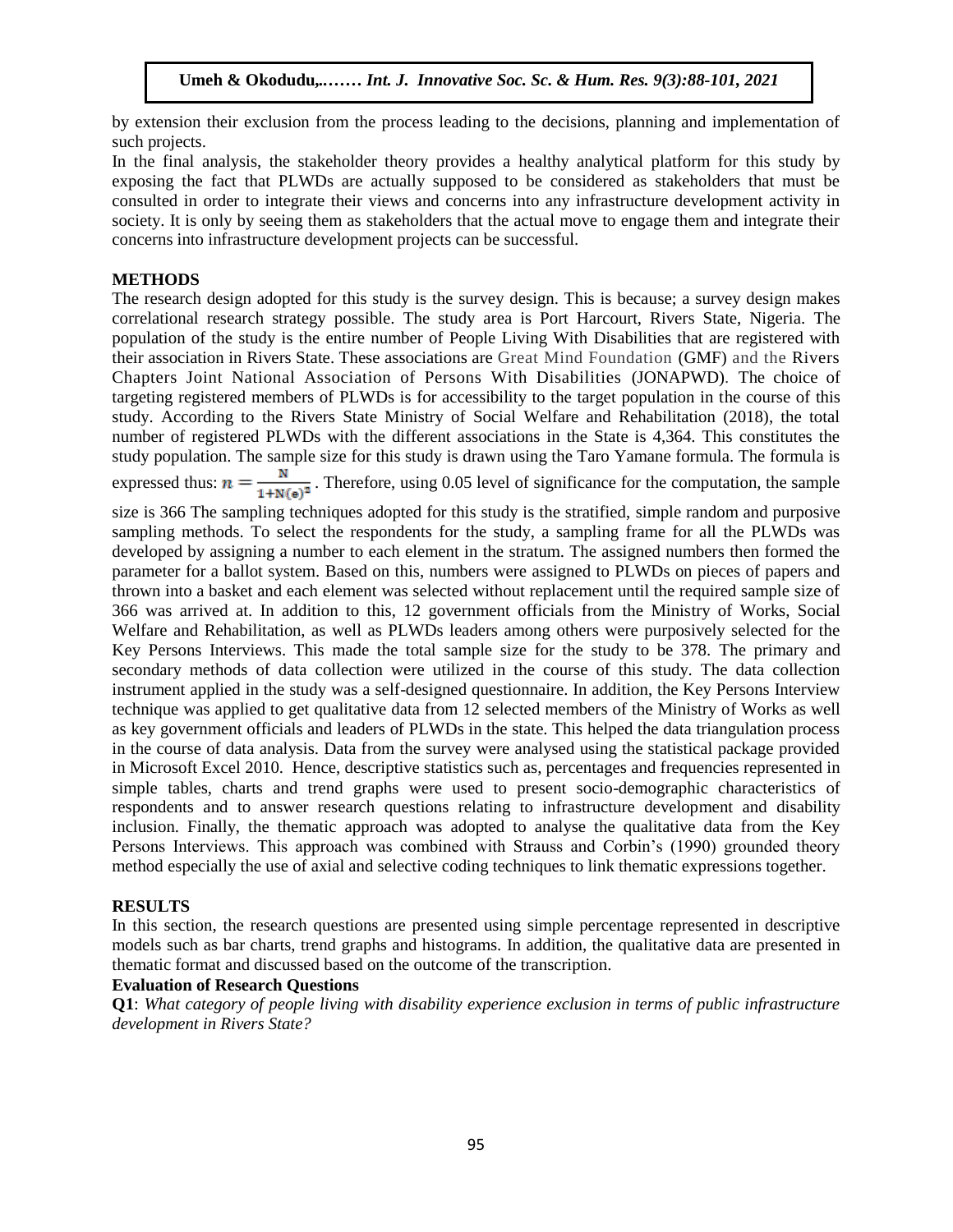by extension their exclusion from the process leading to the decisions, planning and implementation of such projects.

In the final analysis, the stakeholder theory provides a healthy analytical platform for this study by exposing the fact that PLWDs are actually supposed to be considered as stakeholders that must be consulted in order to integrate their views and concerns into any infrastructure development activity in society. It is only by seeing them as stakeholders that the actual move to engage them and integrate their concerns into infrastructure development projects can be successful.

## METHODS

The research design adopted for this study is the survey design. This is because; a survey design makes correlational research strategy possible. The study area is Port Harcourt, Rivers State, Nigeria. The population of the study is the entire number of People Living With Disabilities that are registered with their association in Rivers State. These associations are Great Mind Foundation (GMF) and the Rivers Chapters Joint National Association of Persons With Disabilities (JONAPWD). The choice of targeting registered members of PLWDs is for accessibility to the target population in the course of this study. According to the Rivers State Ministry of Social Welfare and Rehabilitation (2018), the total number of registered PLWDs with the different associations in the State is 4,364. This constitutes the study population. The sample size for this study is drawn using the Taro Yamane formula. The formula is expressed thus: $n = \frac{N}{1+N(e)^2}$. Therefore, using 0.05 level of significance for the computation, the sample size is 366 The sampling techniques adopted for this study is the stratified, simple random and purposive sampling methods. To select the respondents for the study, a sampling frame for all the PLWDs was developed by assigning a number to each element in the stratum. The assigned numbers then formed the parameter for a ballot system. Based on this, numbers were assigned to PLWDs on pieces of papers and thrown into a basket and each element was selected without replacement until the required sample size of 366 was arrived at. In addition to this, 12 government officials from the Ministry of Works, Social Welfare and Rehabilitation, as well as PLWDs leaders among others were purposively selected for the Key Persons Interviews. This made the total sample size for the study to be 378. The primary and secondary methods of data collection were utilized in the course of this study. The data collection instrument applied in the study was a self-designed questionnaire. In addition, the Key Persons Interview technique was applied to get qualitative data from 12 selected members of the Ministry of Works as well as key government officials and leaders of PLWDs in the state. This helped the data triangulation process in the course of data analysis. Data from the survey were analysed using the statistical package provided in Microsoft Excel 2010. Hence, descriptive statistics such as, percentages and frequencies represented in simple tables, charts and trend graphs were used to present socio-demographic characteristics of respondents and to answer research questions relating to infrastructure development and disability inclusion. Finally, the thematic approach was adopted to analyse the qualitative data from the Key Persons Interviews. This approach was combined with Strauss and Corbin's (1990) grounded theory method especially the use of axial and selective coding techniques to link thematic expressions together.

## RESULTS

In this section, the research questions are presented using simple percentage represented in descriptive models such as bar charts, trend graphs and histograms. In addition, the qualitative data are presented in thematic format and discussed based on the outcome of the transcription.

### Evaluation of Research Questions

**Q1**: *What category of people living with disability experience exclusion in terms of public infrastructure development in Rivers State?*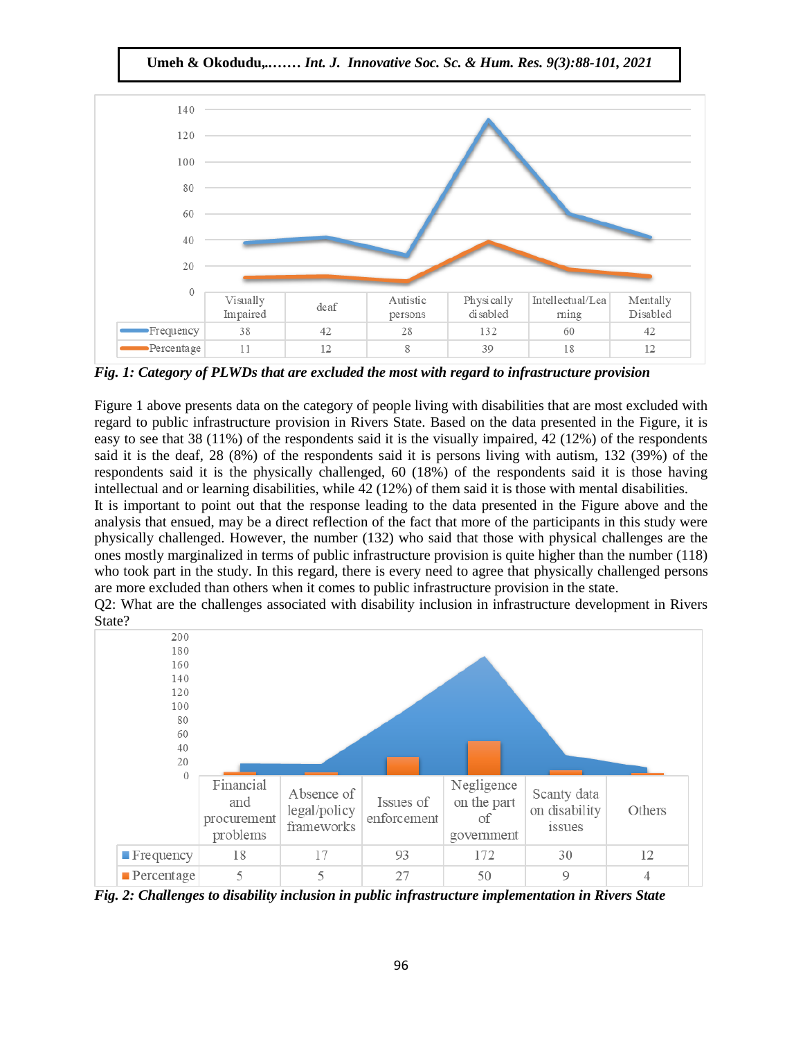| | Visually Impaired | deaf | Autistic persons | Physically disabled | Intellectual/Learning | Mentally Disabled |
|---|---|---|---|---|---|---|
| Frequency | 38 | 42 | 28 | 132 | 60 | 42 |
| Percentage | 11 | 12 | 8 | 39 | 18 | 12 |

*Fig. 1: Category of PLWDs that are excluded the most with regard to infrastructure provision*

Figure 1 above presents data on the category of people living with disabilities that are most excluded with regard to public infrastructure provision in Rivers State. Based on the data presented in the Figure, it is easy to see that 38 (11%) of the respondents said it is the visually impaired, 42 (12%) of the respondents said it is the deaf, 28 (8%) of the respondents said it is persons living with autism, 132 (39%) of the respondents said it is the physically challenged, 60 (18%) of the respondents said it is those having intellectual and or learning disabilities, while 42 (12%) of them said it is those with mental disabilities.

It is important to point out that the response leading to the data presented in the Figure above and the analysis that ensued, may be a direct reflection of the fact that more of the participants in this study were physically challenged. However, the number (132) who said that those with physical challenges are the ones mostly marginalized in terms of public infrastructure provision is quite higher than the number (118) who took part in the study. In this regard, there is every need to agree that physically challenged persons are more excluded than others when it comes to public infrastructure provision in the state.

Q2: What are the challenges associated with disability inclusion in infrastructure development in Rivers State?

| | Financial and procurement problems | Absence of legal/policy frameworks | Issues of enforcement | Negligence on the part of government | Scanty data on disability issues | Others |
|---|---|---|---|---|---|---|
| Frequency | 18 | 17 | 93 | 172 | 30 | 12 |
| Percentage | 5 | 5 | 27 | 50 | 9 | 4 |

*Fig. 2: Challenges to disability inclusion in public infrastructure implementation in Rivers State*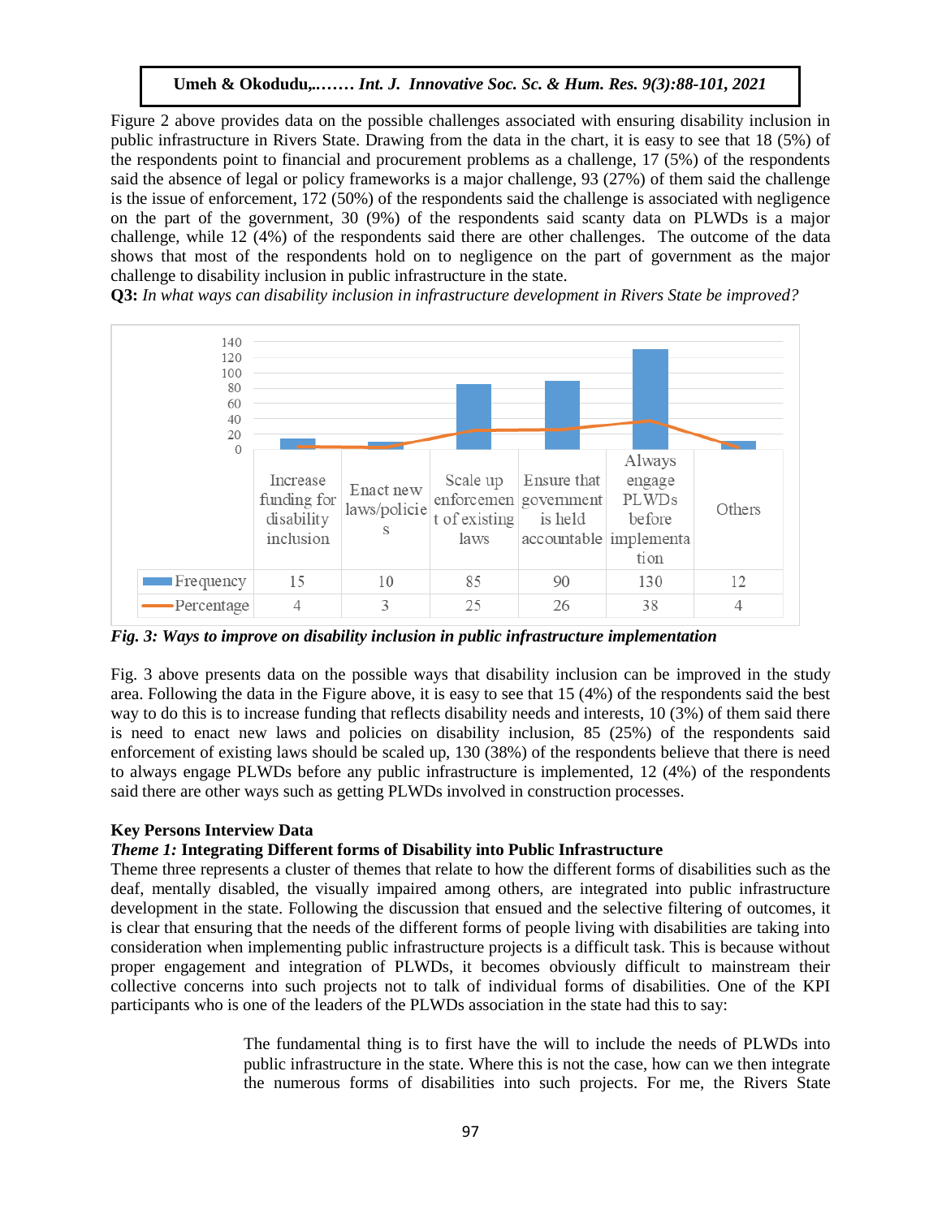Figure 2 above provides data on the possible challenges associated with ensuring disability inclusion in public infrastructure in Rivers State. Drawing from the data in the chart, it is easy to see that 18 (5%) of the respondents point to financial and procurement problems as a challenge, 17 (5%) of the respondents said the absence of legal or policy frameworks is a major challenge, 93 (27%) of them said the challenge is the issue of enforcement, 172 (50%) of the respondents said the challenge is associated with negligence on the part of the government, 30 (9%) of the respondents said scanty data on PLWDs is a major challenge, while 12 (4%) of the respondents said there are other challenges. The outcome of the data shows that most of the respondents hold on to negligence on the part of government as the major challenge to disability inclusion in public infrastructure in the state.

**Q3:** *In what ways can disability inclusion in infrastructure development in Rivers State be improved?*

| | Increase funding for disability inclusion | Enact new laws/policies | Scale up enforcement of existing laws | Ensure that government is held accountable | Always engage PLWDs before implementation | Others |
|---|---|---|---|---|---|---|
| Frequency | 15 | 10 | 85 | 90 | 130 | 12 |
| Percentage | 4 | 3 | 25 | 26 | 38 | 4 |

***Fig. 3: Ways to improve on disability inclusion in public infrastructure implementation***

Fig. 3 above presents data on the possible ways that disability inclusion can be improved in the study area. Following the data in the Figure above, it is easy to see that 15 (4%) of the respondents said the best way to do this is to increase funding that reflects disability needs and interests, 10 (3%) of them said there is need to enact new laws and policies on disability inclusion, 85 (25%) of the respondents said enforcement of existing laws should be scaled up, 130 (38%) of the respondents believe that there is need to always engage PLWDs before any public infrastructure is implemented, 12 (4%) of the respondents said there are other ways such as getting PLWDs involved in construction processes.

### Key Persons Interview Data

#### *Theme 1:* Integrating Different forms of Disability into Public Infrastructure

Theme three represents a cluster of themes that relate to how the different forms of disabilities such as the deaf, mentally disabled, the visually impaired among others, are integrated into public infrastructure development in the state. Following the discussion that ensued and the selective filtering of outcomes, it is clear that ensuring that the needs of the different forms of people living with disabilities are taking into consideration when implementing public infrastructure projects is a difficult task. This is because without proper engagement and integration of PLWDs, it becomes obviously difficult to mainstream their collective concerns into such projects not to talk of individual forms of disabilities. One of the KPI participants who is one of the leaders of the PLWDs association in the state had this to say:

> The fundamental thing is to first have the will to include the needs of PLWDs into public infrastructure in the state. Where this is not the case, how can we then integrate the numerous forms of disabilities into such projects. For me, the Rivers State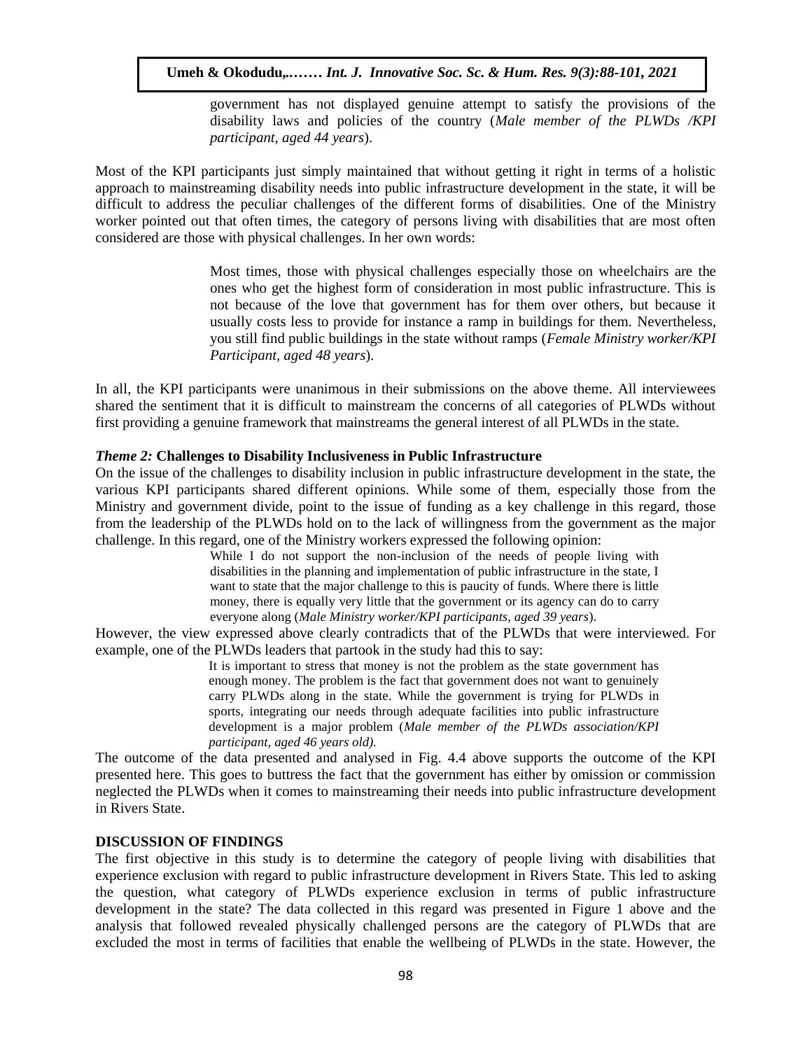> government has not displayed genuine attempt to satisfy the provisions of the disability laws and policies of the country (*Male member of the PLWDs /KPI participant, aged 44 years*).

Most of the KPI participants just simply maintained that without getting it right in terms of a holistic approach to mainstreaming disability needs into public infrastructure development in the state, it will be difficult to address the peculiar challenges of the different forms of disabilities. One of the Ministry worker pointed out that often times, the category of persons living with disabilities that are most often considered are those with physical challenges. In her own words:

> Most times, those with physical challenges especially those on wheelchairs are the ones who get the highest form of consideration in most public infrastructure. This is not because of the love that government has for them over others, but because it usually costs less to provide for instance a ramp in buildings for them. Nevertheless, you still find public buildings in the state without ramps (*Female Ministry worker/KPI Participant, aged 48 years*).

In all, the KPI participants were unanimous in their submissions on the above theme. All interviewees shared the sentiment that it is difficult to mainstream the concerns of all categories of PLWDs without first providing a genuine framework that mainstreams the general interest of all PLWDs in the state.

***Theme 2:* Challenges to Disability Inclusiveness in Public Infrastructure**

On the issue of the challenges to disability inclusion in public infrastructure development in the state, the various KPI participants shared different opinions. While some of them, especially those from the Ministry and government divide, point to the issue of funding as a key challenge in this regard, those from the leadership of the PLWDs hold on to the lack of willingness from the government as the major challenge. In this regard, one of the Ministry workers expressed the following opinion:

> While I do not support the non-inclusion of the needs of people living with disabilities in the planning and implementation of public infrastructure in the state, I want to state that the major challenge to this is paucity of funds. Where there is little money, there is equally very little that the government or its agency can do to carry everyone along (*Male Ministry worker/KPI participants, aged 39 years*).

However, the view expressed above clearly contradicts that of the PLWDs that were interviewed. For example, one of the PLWDs leaders that partook in the study had this to say:

> It is important to stress that money is not the problem as the state government has enough money. The problem is the fact that government does not want to genuinely carry PLWDs along in the state. While the government is trying for PLWDs in sports, integrating our needs through adequate facilities into public infrastructure development is a major problem (*Male member of the PLWDs association/KPI participant, aged 46 years old).*

The outcome of the data presented and analysed in Fig. 4.4 above supports the outcome of the KPI presented here. This goes to buttress the fact that the government has either by omission or commission neglected the PLWDs when it comes to mainstreaming their needs into public infrastructure development in Rivers State.

## DISCUSSION OF FINDINGS

The first objective in this study is to determine the category of people living with disabilities that experience exclusion with regard to public infrastructure development in Rivers State. This led to asking the question, what category of PLWDs experience exclusion in terms of public infrastructure development in the state? The data collected in this regard was presented in Figure 1 above and the analysis that followed revealed physically challenged persons are the category of PLWDs that are excluded the most in terms of facilities that enable the wellbeing of PLWDs in the state. However, the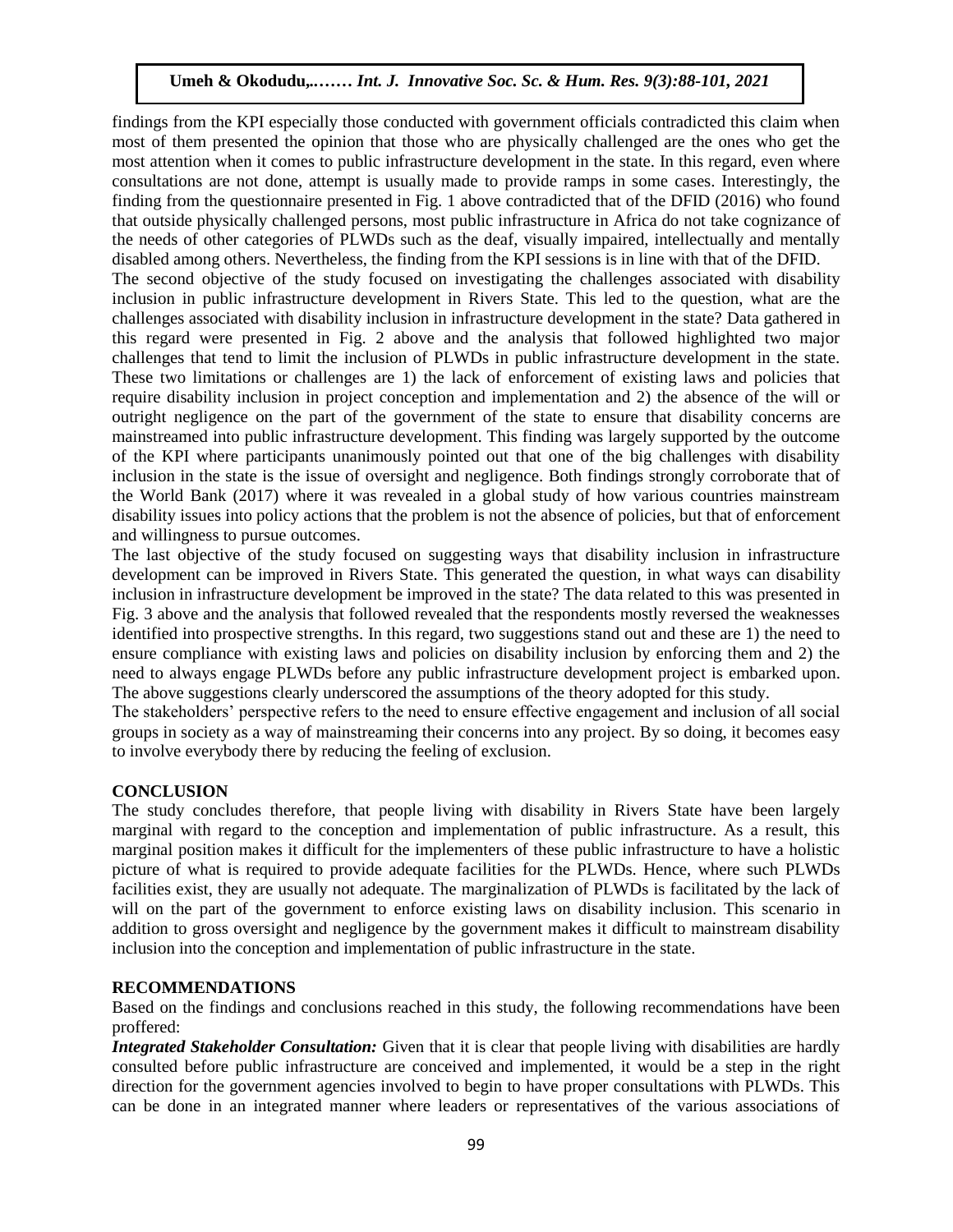findings from the KPI especially those conducted with government officials contradicted this claim when most of them presented the opinion that those who are physically challenged are the ones who get the most attention when it comes to public infrastructure development in the state. In this regard, even where consultations are not done, attempt is usually made to provide ramps in some cases. Interestingly, the finding from the questionnaire presented in Fig. 1 above contradicted that of the DFID (2016) who found that outside physically challenged persons, most public infrastructure in Africa do not take cognizance of the needs of other categories of PLWDs such as the deaf, visually impaired, intellectually and mentally disabled among others. Nevertheless, the finding from the KPI sessions is in line with that of the DFID.

The second objective of the study focused on investigating the challenges associated with disability inclusion in public infrastructure development in Rivers State. This led to the question, what are the challenges associated with disability inclusion in infrastructure development in the state? Data gathered in this regard were presented in Fig. 2 above and the analysis that followed highlighted two major challenges that tend to limit the inclusion of PLWDs in public infrastructure development in the state. These two limitations or challenges are 1) the lack of enforcement of existing laws and policies that require disability inclusion in project conception and implementation and 2) the absence of the will or outright negligence on the part of the government of the state to ensure that disability concerns are mainstreamed into public infrastructure development. This finding was largely supported by the outcome of the KPI where participants unanimously pointed out that one of the big challenges with disability inclusion in the state is the issue of oversight and negligence. Both findings strongly corroborate that of the World Bank (2017) where it was revealed in a global study of how various countries mainstream disability issues into policy actions that the problem is not the absence of policies, but that of enforcement and willingness to pursue outcomes.

The last objective of the study focused on suggesting ways that disability inclusion in infrastructure development can be improved in Rivers State. This generated the question, in what ways can disability inclusion in infrastructure development be improved in the state? The data related to this was presented in Fig. 3 above and the analysis that followed revealed that the respondents mostly reversed the weaknesses identified into prospective strengths. In this regard, two suggestions stand out and these are 1) the need to ensure compliance with existing laws and policies on disability inclusion by enforcing them and 2) the need to always engage PLWDs before any public infrastructure development project is embarked upon. The above suggestions clearly underscored the assumptions of the theory adopted for this study.

The stakeholders' perspective refers to the need to ensure effective engagement and inclusion of all social groups in society as a way of mainstreaming their concerns into any project. By so doing, it becomes easy to involve everybody there by reducing the feeling of exclusion.

## CONCLUSION

The study concludes therefore, that people living with disability in Rivers State have been largely marginal with regard to the conception and implementation of public infrastructure. As a result, this marginal position makes it difficult for the implementers of these public infrastructure to have a holistic picture of what is required to provide adequate facilities for the PLWDs. Hence, where such PLWDs facilities exist, they are usually not adequate. The marginalization of PLWDs is facilitated by the lack of will on the part of the government to enforce existing laws on disability inclusion. This scenario in addition to gross oversight and negligence by the government makes it difficult to mainstream disability inclusion into the conception and implementation of public infrastructure in the state.

## RECOMMENDATIONS

Based on the findings and conclusions reached in this study, the following recommendations have been proffered:

***Integrated Stakeholder Consultation:*** Given that it is clear that people living with disabilities are hardly consulted before public infrastructure are conceived and implemented, it would be a step in the right direction for the government agencies involved to begin to have proper consultations with PLWDs. This can be done in an integrated manner where leaders or representatives of the various associations of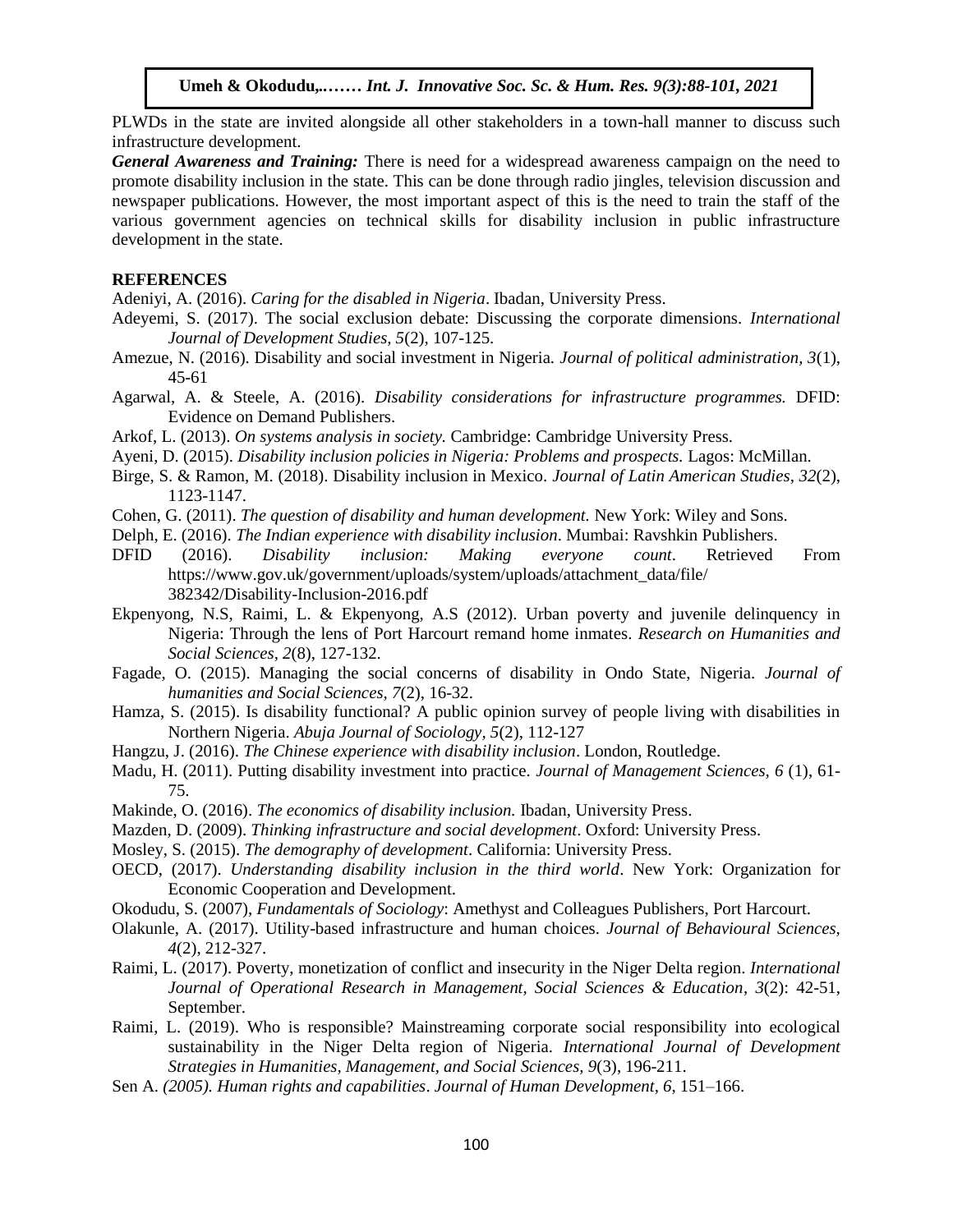PLWDs in the state are invited alongside all other stakeholders in a town-hall manner to discuss such infrastructure development.

***General Awareness and Training:*** There is need for a widespread awareness campaign on the need to promote disability inclusion in the state. This can be done through radio jingles, television discussion and newspaper publications. However, the most important aspect of this is the need to train the staff of the various government agencies on technical skills for disability inclusion in public infrastructure development in the state.

## REFERENCES

Adeniyi, A. (2016). *Caring for the disabled in Nigeria*. Ibadan, University Press.

Adeyemi, S. (2017). The social exclusion debate: Discussing the corporate dimensions. *International Journal of Development Studies, 5*(2), 107-125.

Amezue, N. (2016). Disability and social investment in Nigeria. *Journal of political administration, 3*(1), 45-61

Agarwal, A. & Steele, A. (2016). *Disability considerations for infrastructure programmes.* DFID: Evidence on Demand Publishers.

Arkof, L. (2013). *On systems analysis in society.* Cambridge: Cambridge University Press.

Ayeni, D. (2015). *Disability inclusion policies in Nigeria: Problems and prospects.* Lagos: McMillan.

Birge, S. & Ramon, M. (2018). Disability inclusion in Mexico. *Journal of Latin American Studies, 32*(2), 1123-1147.

Cohen, G. (2011). *The question of disability and human development.* New York: Wiley and Sons.

Delph, E. (2016). *The Indian experience with disability inclusion*. Mumbai: Ravshkin Publishers.

DFID (2016). *Disability inclusion: Making everyone count*. Retrieved From https://www.gov.uk/government/uploads/system/uploads/attachment_data/file/ 382342/Disability-Inclusion-2016.pdf

Ekpenyong, N.S, Raimi, L. & Ekpenyong, A.S (2012). Urban poverty and juvenile delinquency in Nigeria: Through the lens of Port Harcourt remand home inmates. *Research on Humanities and Social Sciences, 2*(8), 127-132.

Fagade, O. (2015). Managing the social concerns of disability in Ondo State, Nigeria. *Journal of humanities and Social Sciences, 7*(2), 16-32.

Hamza, S. (2015). Is disability functional? A public opinion survey of people living with disabilities in Northern Nigeria. *Abuja Journal of Sociology, 5*(2), 112-127

Hangzu, J. (2016). *The Chinese experience with disability inclusion*. London, Routledge.

Madu, H. (2011). Putting disability investment into practice. *Journal of Management Sciences, 6* (1), 61-75.

Makinde, O. (2016). *The economics of disability inclusion.* Ibadan, University Press.

Mazden, D. (2009). *Thinking infrastructure and social development*. Oxford: University Press.

Mosley, S. (2015). *The demography of development*. California: University Press.

OECD, (2017). *Understanding disability inclusion in the third world*. New York: Organization for Economic Cooperation and Development.

Okodudu, S. (2007), *Fundamentals of Sociology*: Amethyst and Colleagues Publishers, Port Harcourt.

Olakunle, A. (2017). Utility-based infrastructure and human choices. *Journal of Behavioural Sciences, 4*(2), 212-327.

Raimi, L. (2017). Poverty, monetization of conflict and insecurity in the Niger Delta region. *International Journal of Operational Research in Management, Social Sciences & Education*, *3*(2): 42-51, September.

Raimi, L. (2019). Who is responsible? Mainstreaming corporate social responsibility into ecological sustainability in the Niger Delta region of Nigeria. *International Journal of Development Strategies in Humanities, Management, and Social Sciences, 9*(3), 196-211.

Sen A. *(2005). Human rights and capabilities*. *Journal of Human Development*, *6*, 151–166.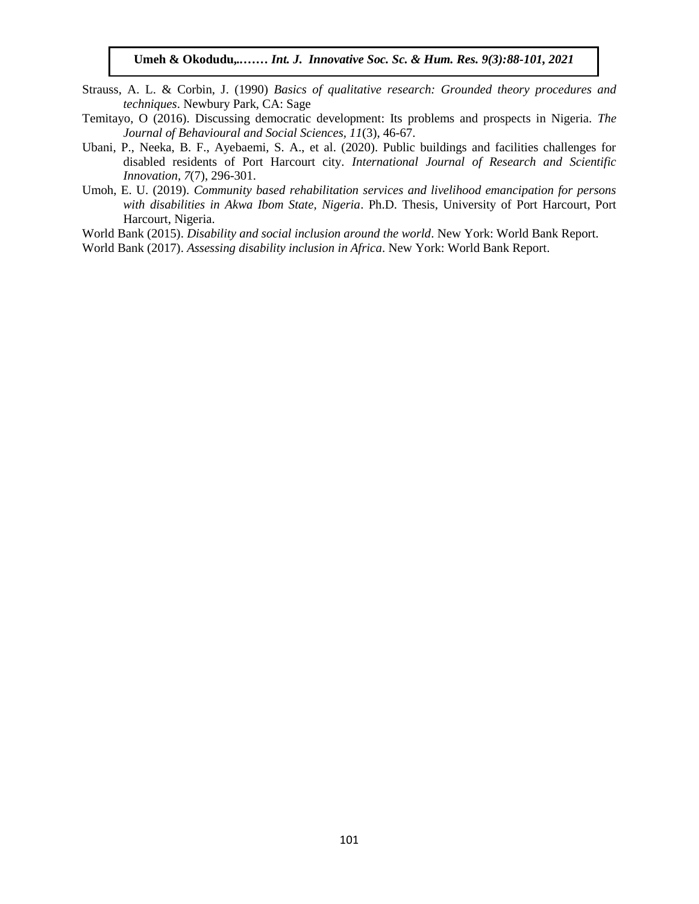Strauss, A. L. & Corbin, J. (1990) *Basics of qualitative research: Grounded theory procedures and techniques*. Newbury Park, CA: Sage

Temitayo, O (2016). Discussing democratic development: Its problems and prospects in Nigeria. *The Journal of Behavioural and Social Sciences, 11*(3), 46-67.

Ubani, P., Neeka, B. F., Ayebaemi, S. A., et al. (2020). Public buildings and facilities challenges for disabled residents of Port Harcourt city. *International Journal of Research and Scientific Innovation, 7*(7), 296-301.

Umoh, E. U. (2019). *Community based rehabilitation services and livelihood emancipation for persons with disabilities in Akwa Ibom State, Nigeria*. Ph.D. Thesis, University of Port Harcourt, Port Harcourt, Nigeria.

World Bank (2015). *Disability and social inclusion around the world*. New York: World Bank Report.

World Bank (2017). *Assessing disability inclusion in Africa*. New York: World Bank Report.